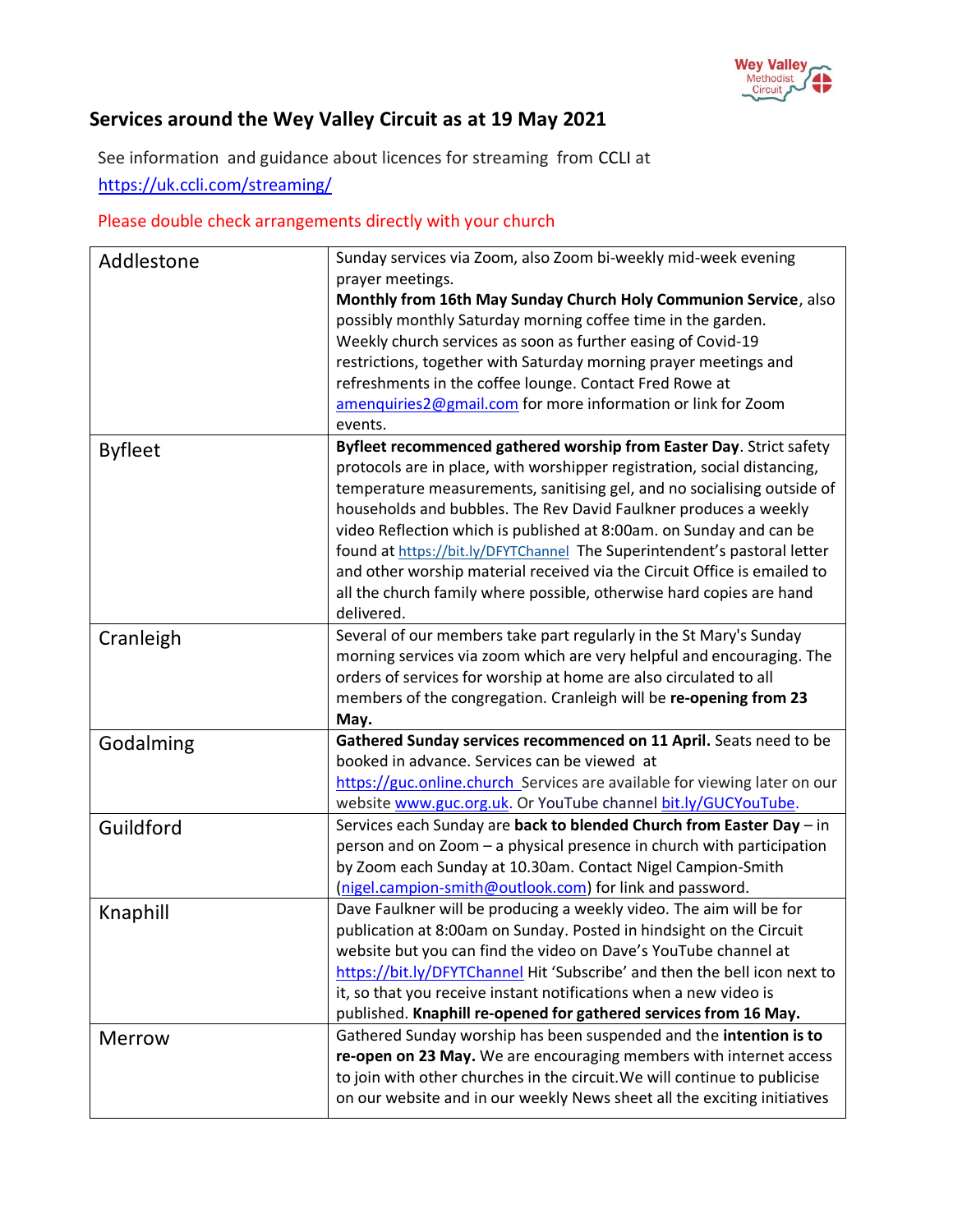# Services around the Wey Valley Circuit as at 19 May 2021

See information and guidance about licences for streaming from CCLI at https://uk.ccli.com/streaming/

Please double check arrangements directly with your church

| | |
|---|---|
| Addlestone | Sunday services via Zoom, also Zoom bi-weekly mid-week evening prayer meetings. **Monthly from 16th May Sunday Church Holy Communion Service**, also possibly monthly Saturday morning coffee time in the garden. Weekly church services as soon as further easing of Covid-19 restrictions, together with Saturday morning prayer meetings and refreshments in the coffee lounge. Contact Fred Rowe at amenquiries2@gmail.com for more information or link for Zoom events. |
| Byfleet | **Byfleet recommenced gathered worship from Easter Day**. Strict safety protocols are in place, with worshipper registration, social distancing, temperature measurements, sanitising gel, and no socialising outside of households and bubbles. The Rev David Faulkner produces a weekly video Reflection which is published at 8:00am. on Sunday and can be found at https://bit.ly/DFYTChannel The Superintendent's pastoral letter and other worship material received via the Circuit Office is emailed to all the church family where possible, otherwise hard copies are hand delivered. |
| Cranleigh | Several of our members take part regularly in the St Mary's Sunday morning services via zoom which are very helpful and encouraging. The orders of services for worship at home are also circulated to all members of the congregation. Cranleigh will be **re-opening from 23 May.** |
| Godalming | **Gathered Sunday services recommenced on 11 April.** Seats need to be booked in advance. Services can be viewed at https://guc.online.church Services are available for viewing later on our website www.guc.org.uk. Or YouTube channel bit.ly/GUCYouTube. |
| Guildford | Services each Sunday are **back to blended Church from Easter Day** – in person and on Zoom – a physical presence in church with participation by Zoom each Sunday at 10.30am. Contact Nigel Campion-Smith (nigel.campion-smith@outlook.com) for link and password. |
| Knaphill | Dave Faulkner will be producing a weekly video. The aim will be for publication at 8:00am on Sunday. Posted in hindsight on the Circuit website but you can find the video on Dave's YouTube channel at https://bit.ly/DFYTChannel Hit 'Subscribe' and then the bell icon next to it, so that you receive instant notifications when a new video is published. **Knaphill re-opened for gathered services from 16 May.** |
| Merrow | Gathered Sunday worship has been suspended and the **intention is to re-open on 23 May.** We are encouraging members with internet access to join with other churches in the circuit.We will continue to publicise on our website and in our weekly News sheet all the exciting initiatives |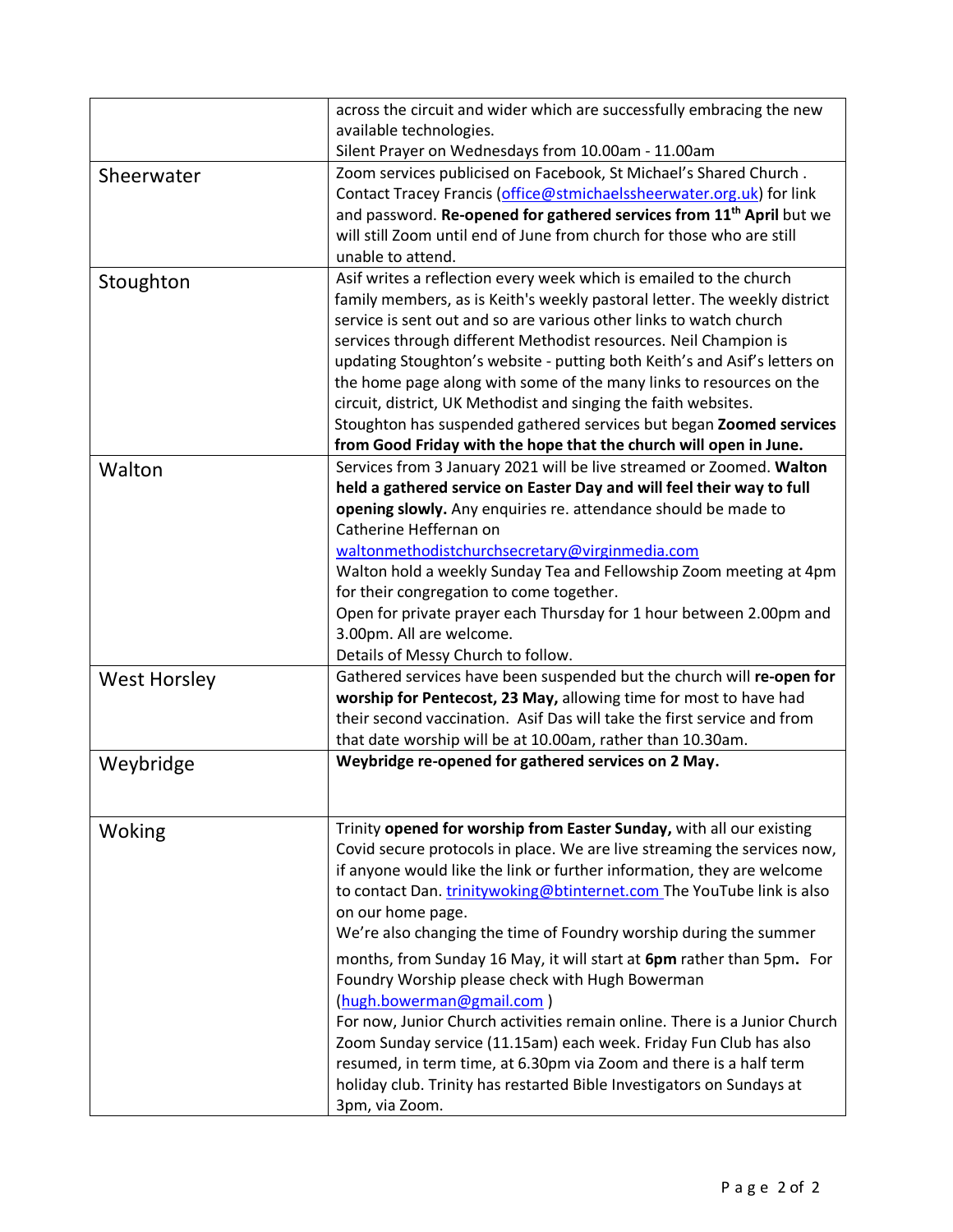| | |
|---|---|
| | across the circuit and wider which are successfully embracing the new available technologies.<br>Silent Prayer on Wednesdays from 10.00am - 11.00am |
| Sheerwater | Zoom services publicised on Facebook, St Michael's Shared Church . Contact Tracey Francis (office@stmichaelssheerwater.org.uk) for link and password. **Re-opened for gathered services from 11th April** but we will still Zoom until end of June from church for those who are still unable to attend. |
| Stoughton | Asif writes a reflection every week which is emailed to the church family members, as is Keith's weekly pastoral letter. The weekly district service is sent out and so are various other links to watch church services through different Methodist resources. Neil Champion is updating Stoughton's website - putting both Keith's and Asif's letters on the home page along with some of the many links to resources on the circuit, district, UK Methodist and singing the faith websites.<br>Stoughton has suspended gathered services but began **Zoomed services from Good Friday with the hope that the church will open in June.** |
| Walton | Services from 3 January 2021 will be live streamed or Zoomed. **Walton held a gathered service on Easter Day and will feel their way to full opening slowly.** Any enquiries re. attendance should be made to Catherine Heffernan on waltonmethodistchurchsecretary@virginmedia.com<br>Walton hold a weekly Sunday Tea and Fellowship Zoom meeting at 4pm for their congregation to come together.<br>Open for private prayer each Thursday for 1 hour between 2.00pm and 3.00pm. All are welcome.<br>Details of Messy Church to follow. |
| West Horsley | Gathered services have been suspended but the church will **re-open for worship for Pentecost, 23 May,** allowing time for most to have had their second vaccination. Asif Das will take the first service and from that date worship will be at 10.00am, rather than 10.30am. |
| Weybridge | **Weybridge re-opened for gathered services on 2 May.** |
| Woking | Trinity **opened for worship from Easter Sunday,** with all our existing Covid secure protocols in place. We are live streaming the services now, if anyone would like the link or further information, they are welcome to contact Dan. trinitywoking@btinternet.com The YouTube link is also on our home page.<br>We're also changing the time of Foundry worship during the summer months, from Sunday 16 May, it will start at **6pm** rather than 5pm**.** For Foundry Worship please check with Hugh Bowerman (hugh.bowerman@gmail.com )<br>For now, Junior Church activities remain online. There is a Junior Church Zoom Sunday service (11.15am) each week. Friday Fun Club has also resumed, in term time, at 6.30pm via Zoom and there is a half term holiday club. Trinity has restarted Bible Investigators on Sundays at 3pm, via Zoom. |